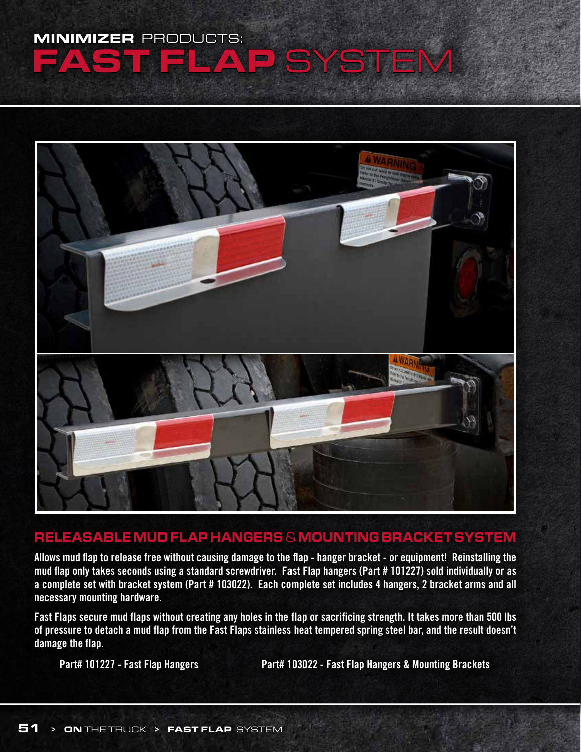# MINIMIZER PRODUCTS: FAST FLAP SYSTEM

## RELEASABLE MUD FLAP HANGERS & MOUNTING BRACKET SYSTEM

**Allows mud flap to release free without causing damage to the flap - hanger bracket - or equipment! Reinstalling the mud flap only takes seconds using a standard screwdriver. Fast Flap hangers (Part # 101227) sold individually or as a complete set with bracket system (Part # 103022). Each complete set includes 4 hangers, 2 bracket arms and all necessary mounting hardware.**

**Fast Flaps secure mud flaps without creating any holes in the flap or sacrificing strength. It takes more than 500 lbs of pressure to detach a mud flap from the Fast Flaps stainless heat tempered spring steel bar, and the result doesn't damage the flap.**

**Part# 101227 - Fast Flap Hangers**

**Part# 103022 - Fast Flap Hangers & Mounting Brackets**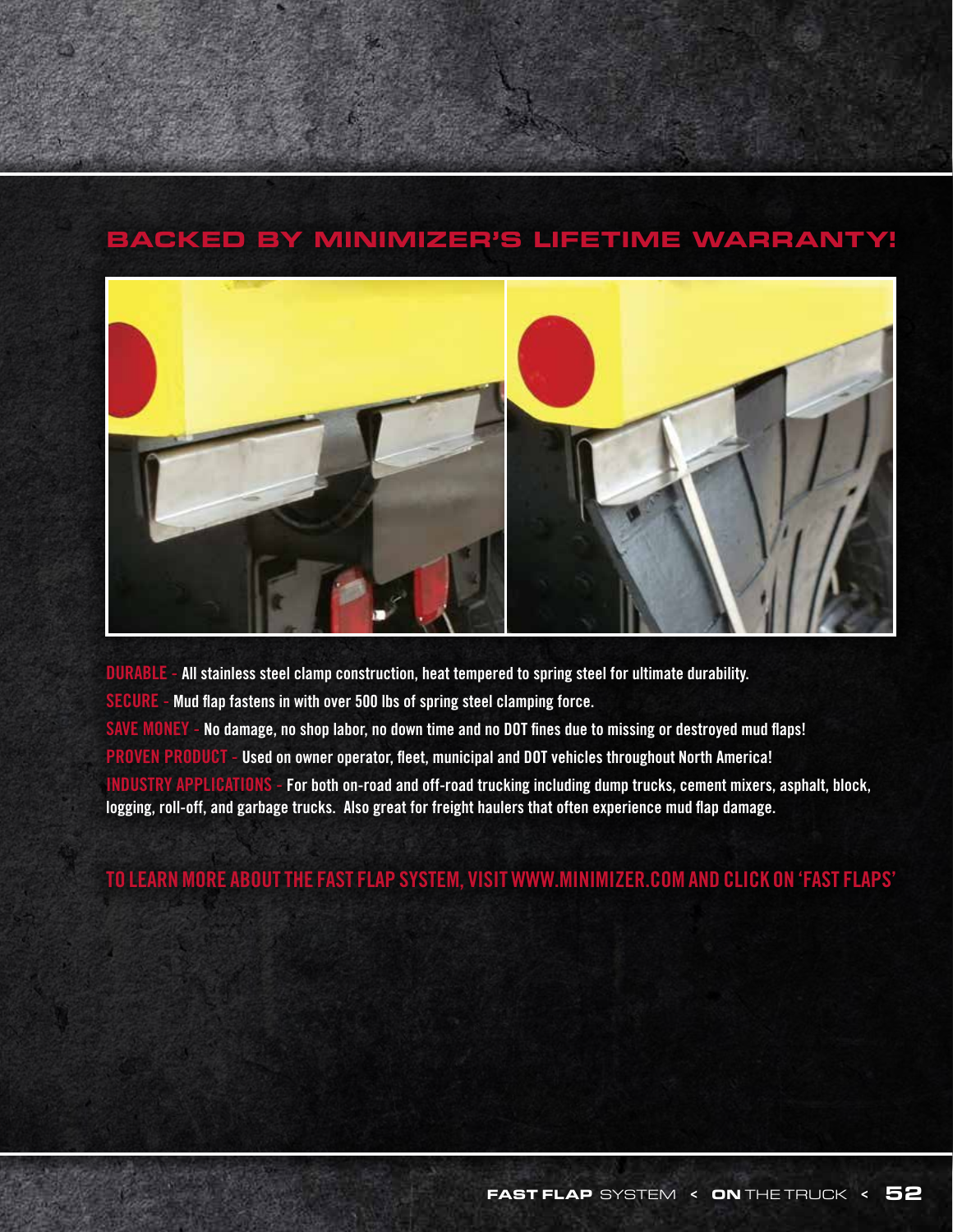## BACKED BY MINIMIZER'S LIFETIME WARRANTY!

**DURABLE** - All stainless steel clamp construction, heat tempered to spring steel for ultimate durability.

**SECURE** - Mud flap fastens in with over 500 lbs of spring steel clamping force.

**SAVE MONEY** - No damage, no shop labor, no down time and no DOT fines due to missing or destroyed mud flaps!

**PROVEN PRODUCT** - Used on owner operator, fleet, municipal and DOT vehicles throughout North America!

**INDUSTRY APPLICATIONS** - For both on-road and off-road trucking including dump trucks, cement mixers, asphalt, block, logging, roll-off, and garbage trucks. Also great for freight haulers that often experience mud flap damage.

**TO LEARN MORE ABOUT THE FAST FLAP SYSTEM, VISIT WWW.MINIMIZER.COM AND CLICK ON 'FAST FLAPS'**